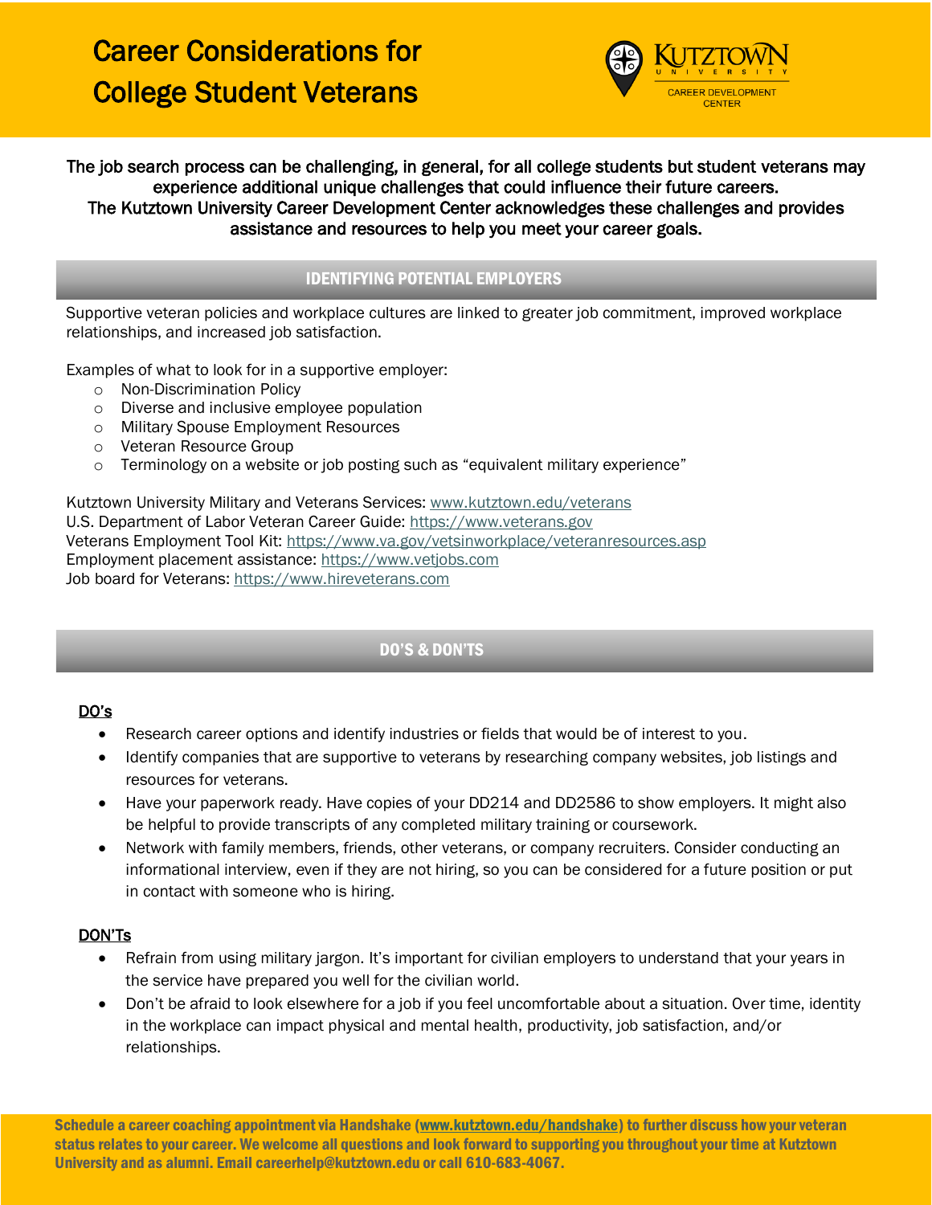# Career Considerations for College Student Veterans

KUTZTOWN UNIVERSITY CAREER DEVELOPMENT CENTER

**The job search process can be challenging, in general, for all college students but student veterans may experience additional unique challenges that could influence their future careers. The Kutztown University Career Development Center acknowledges these challenges and provides assistance and resources to help you meet your career goals.**

## IDENTIFYING POTENTIAL EMPLOYERS

Supportive veteran policies and workplace cultures are linked to greater job commitment, improved workplace relationships, and increased job satisfaction.

Examples of what to look for in a supportive employer:

- Non-Discrimination Policy
- Diverse and inclusive employee population
- Military Spouse Employment Resources
- Veteran Resource Group
- Terminology on a website or job posting such as "equivalent military experience"

Kutztown University Military and Veterans Services: www.kutztown.edu/veterans
U.S. Department of Labor Veteran Career Guide: https://www.veterans.gov
Veterans Employment Tool Kit: https://www.va.gov/vetsinworkplace/veteranresources.asp
Employment placement assistance: https://www.vetjobs.com
Job board for Veterans: https://www.hireveterans.com

## DO'S & DON'TS

**DO's**

- Research career options and identify industries or fields that would be of interest to you.
- Identify companies that are supportive to veterans by researching company websites, job listings and resources for veterans.
- Have your paperwork ready. Have copies of your DD214 and DD2586 to show employers. It might also be helpful to provide transcripts of any completed military training or coursework.
- Network with family members, friends, other veterans, or company recruiters. Consider conducting an informational interview, even if they are not hiring, so you can be considered for a future position or put in contact with someone who is hiring.

**DON'Ts**

- Refrain from using military jargon. It's important for civilian employers to understand that your years in the service have prepared you well for the civilian world.
- Don't be afraid to look elsewhere for a job if you feel uncomfortable about a situation. Over time, identity in the workplace can impact physical and mental health, productivity, job satisfaction, and/or relationships.

**Schedule a career coaching appointment via Handshake (www.kutztown.edu/handshake) to further discuss how your veteran status relates to your career. We welcome all questions and look forward to supporting you throughout your time at Kutztown University and as alumni. Email careerhelp@kutztown.edu or call 610-683-4067.**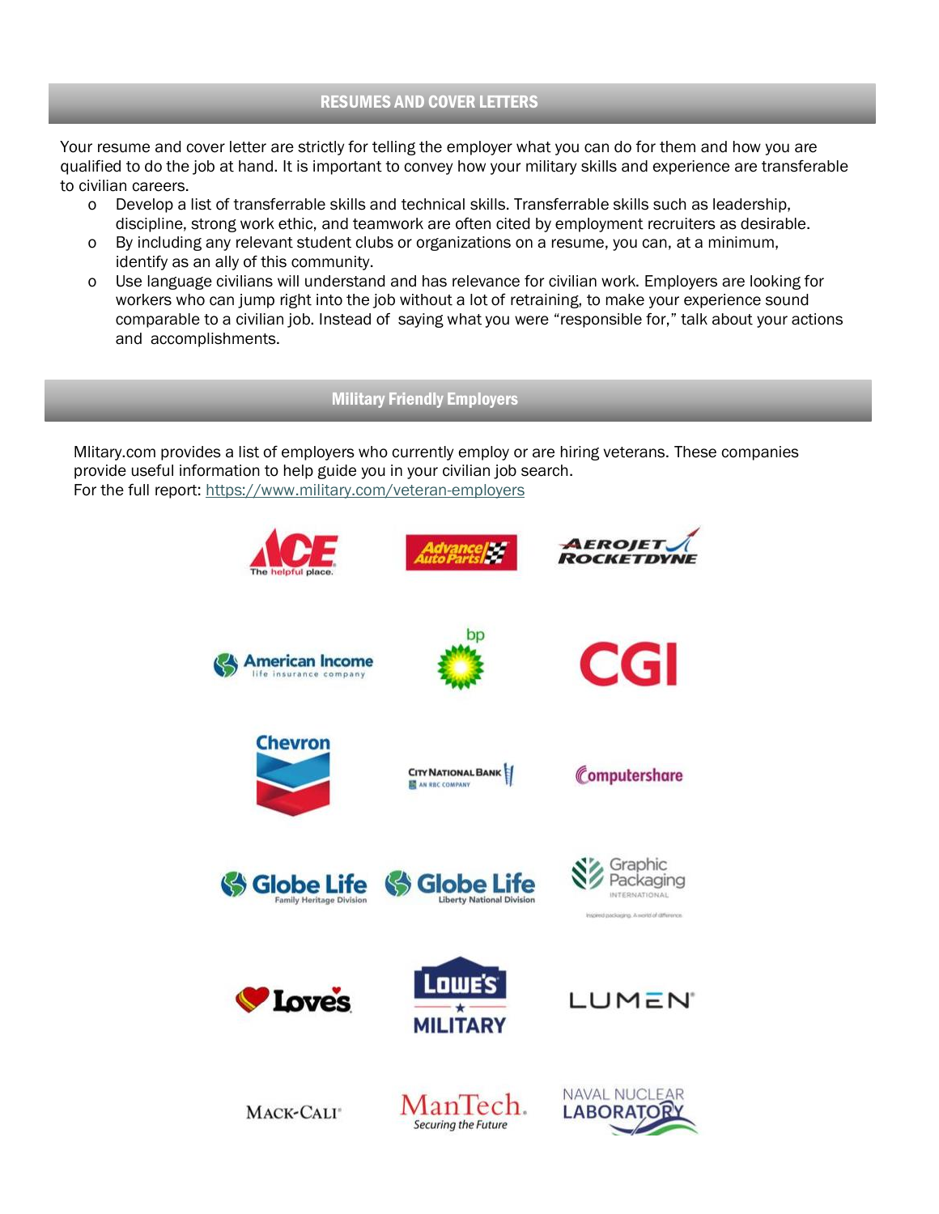## RESUMES AND COVER LETTERS

Your resume and cover letter are strictly for telling the employer what you can do for them and how you are qualified to do the job at hand. It is important to convey how your military skills and experience are transferable to civilian careers.

- Develop a list of transferrable skills and technical skills. Transferrable skills such as leadership, discipline, strong work ethic, and teamwork are often cited by employment recruiters as desirable.
- By including any relevant student clubs or organizations on a resume, you can, at a minimum, identify as an ally of this community.
- Use language civilians will understand and has relevance for civilian work. Employers are looking for workers who can jump right into the job without a lot of retraining, to make your experience sound comparable to a civilian job. Instead of saying what you were "responsible for," talk about your actions and accomplishments.

## Military Friendly Employers

Mlitary.com provides a list of employers who currently employ or are hiring veterans. These companies provide useful information to help guide you in your civilian job search.
For the full report: https://www.military.com/veteran-employers

ACE The helpful place.

Advance Auto Parts

Aerojet Rocketdyne

American Income life insurance company

bp

CGI

Chevron

City National Bank An RBC Company

Computershare

Globe Life Family Heritage Division

Globe Life Liberty National Division

Graphic Packaging International

Love's

Lowe's Military

LUMEN

Mack-Cali

ManTech. Securing the Future

Naval Nuclear Laboratory